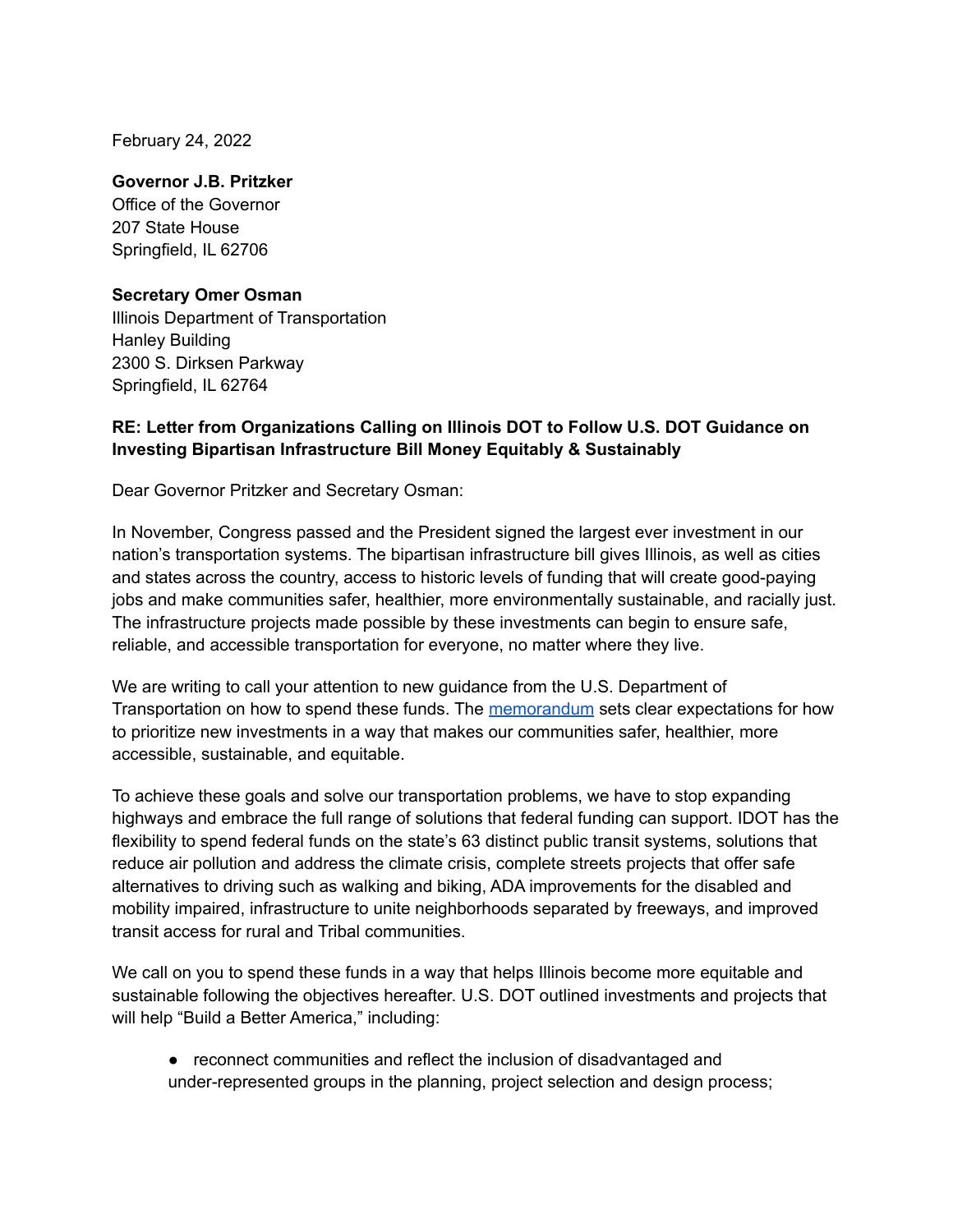February 24, 2022

**Governor J.B. Pritzker**
Office of the Governor
207 State House
Springfield, IL 62706

**Secretary Omer Osman**
Illinois Department of Transportation
Hanley Building
2300 S. Dirksen Parkway
Springfield, IL 62764

**RE: Letter from Organizations Calling on Illinois DOT to Follow U.S. DOT Guidance on Investing Bipartisan Infrastructure Bill Money Equitably & Sustainably**

Dear Governor Pritzker and Secretary Osman:

In November, Congress passed and the President signed the largest ever investment in our nation's transportation systems. The bipartisan infrastructure bill gives Illinois, as well as cities and states across the country, access to historic levels of funding that will create good-paying jobs and make communities safer, healthier, more environmentally sustainable, and racially just. The infrastructure projects made possible by these investments can begin to ensure safe, reliable, and accessible transportation for everyone, no matter where they live.

We are writing to call your attention to new guidance from the U.S. Department of Transportation on how to spend these funds. The memorandum sets clear expectations for how to prioritize new investments in a way that makes our communities safer, healthier, more accessible, sustainable, and equitable.

To achieve these goals and solve our transportation problems, we have to stop expanding highways and embrace the full range of solutions that federal funding can support. IDOT has the flexibility to spend federal funds on the state's 63 distinct public transit systems, solutions that reduce air pollution and address the climate crisis, complete streets projects that offer safe alternatives to driving such as walking and biking, ADA improvements for the disabled and mobility impaired, infrastructure to unite neighborhoods separated by freeways, and improved transit access for rural and Tribal communities.

We call on you to spend these funds in a way that helps Illinois become more equitable and sustainable following the objectives hereafter. U.S. DOT outlined investments and projects that will help "Build a Better America," including:

- reconnect communities and reflect the inclusion of disadvantaged and under-represented groups in the planning, project selection and design process;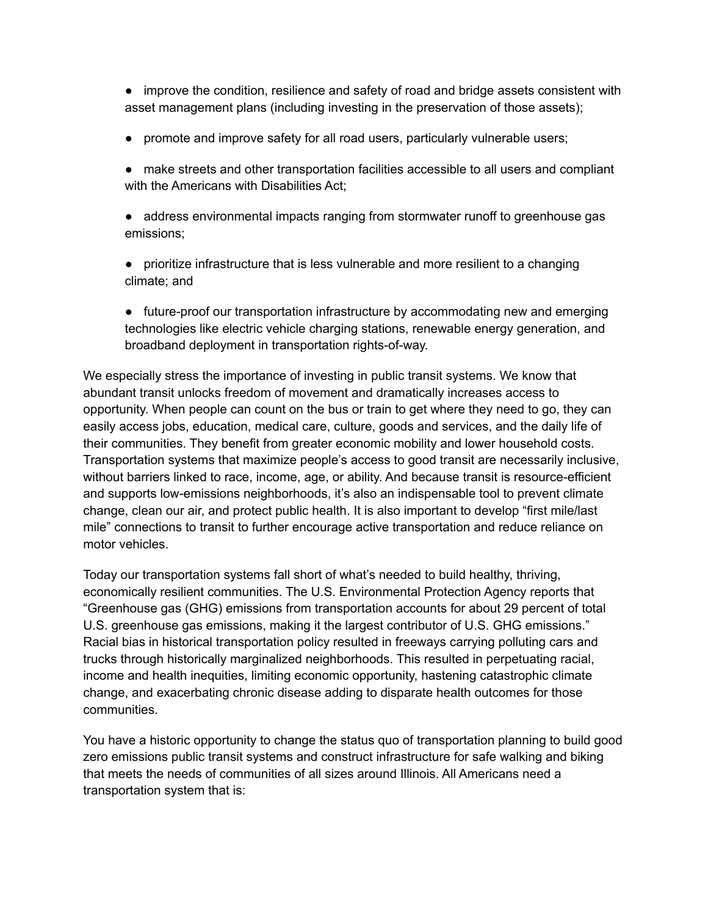- improve the condition, resilience and safety of road and bridge assets consistent with asset management plans (including investing in the preservation of those assets);
- promote and improve safety for all road users, particularly vulnerable users;
- make streets and other transportation facilities accessible to all users and compliant with the Americans with Disabilities Act;
- address environmental impacts ranging from stormwater runoff to greenhouse gas emissions;
- prioritize infrastructure that is less vulnerable and more resilient to a changing climate; and
- future-proof our transportation infrastructure by accommodating new and emerging technologies like electric vehicle charging stations, renewable energy generation, and broadband deployment in transportation rights-of-way.

We especially stress the importance of investing in public transit systems. We know that abundant transit unlocks freedom of movement and dramatically increases access to opportunity. When people can count on the bus or train to get where they need to go, they can easily access jobs, education, medical care, culture, goods and services, and the daily life of their communities. They benefit from greater economic mobility and lower household costs. Transportation systems that maximize people's access to good transit are necessarily inclusive, without barriers linked to race, income, age, or ability. And because transit is resource-efficient and supports low-emissions neighborhoods, it's also an indispensable tool to prevent climate change, clean our air, and protect public health. It is also important to develop "first mile/last mile" connections to transit to further encourage active transportation and reduce reliance on motor vehicles.

Today our transportation systems fall short of what's needed to build healthy, thriving, economically resilient communities. The U.S. Environmental Protection Agency reports that "Greenhouse gas (GHG) emissions from transportation accounts for about 29 percent of total U.S. greenhouse gas emissions, making it the largest contributor of U.S. GHG emissions." Racial bias in historical transportation policy resulted in freeways carrying polluting cars and trucks through historically marginalized neighborhoods. This resulted in perpetuating racial, income and health inequities, limiting economic opportunity, hastening catastrophic climate change, and exacerbating chronic disease adding to disparate health outcomes for those communities.

You have a historic opportunity to change the status quo of transportation planning to build good zero emissions public transit systems and construct infrastructure for safe walking and biking that meets the needs of communities of all sizes around Illinois. All Americans need a transportation system that is: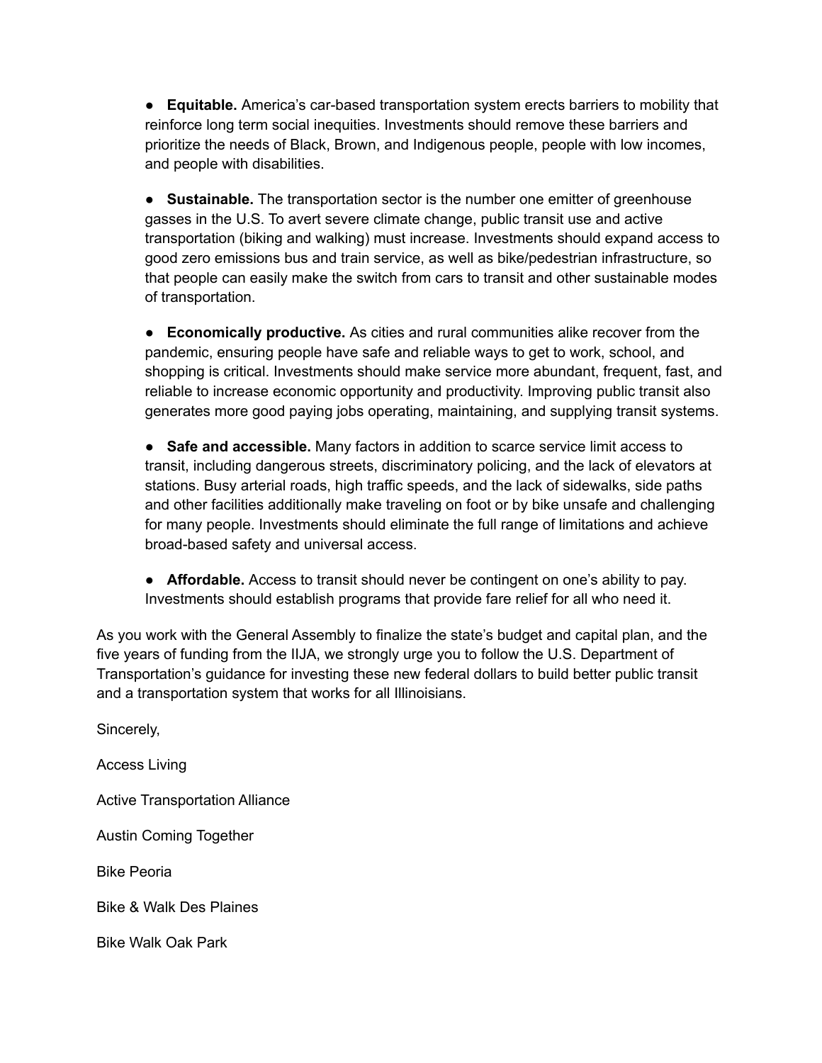- **Equitable.** America's car-based transportation system erects barriers to mobility that reinforce long term social inequities. Investments should remove these barriers and prioritize the needs of Black, Brown, and Indigenous people, people with low incomes, and people with disabilities.

- **Sustainable.** The transportation sector is the number one emitter of greenhouse gasses in the U.S. To avert severe climate change, public transit use and active transportation (biking and walking) must increase. Investments should expand access to good zero emissions bus and train service, as well as bike/pedestrian infrastructure, so that people can easily make the switch from cars to transit and other sustainable modes of transportation.

- **Economically productive.** As cities and rural communities alike recover from the pandemic, ensuring people have safe and reliable ways to get to work, school, and shopping is critical. Investments should make service more abundant, frequent, fast, and reliable to increase economic opportunity and productivity. Improving public transit also generates more good paying jobs operating, maintaining, and supplying transit systems.

- **Safe and accessible.** Many factors in addition to scarce service limit access to transit, including dangerous streets, discriminatory policing, and the lack of elevators at stations. Busy arterial roads, high traffic speeds, and the lack of sidewalks, side paths and other facilities additionally make traveling on foot or by bike unsafe and challenging for many people. Investments should eliminate the full range of limitations and achieve broad-based safety and universal access.

- **Affordable.** Access to transit should never be contingent on one's ability to pay. Investments should establish programs that provide fare relief for all who need it.

As you work with the General Assembly to finalize the state's budget and capital plan, and the five years of funding from the IIJA, we strongly urge you to follow the U.S. Department of Transportation's guidance for investing these new federal dollars to build better public transit and a transportation system that works for all Illinoisians.

Sincerely,

Access Living

Active Transportation Alliance

Austin Coming Together

Bike Peoria

Bike & Walk Des Plaines

Bike Walk Oak Park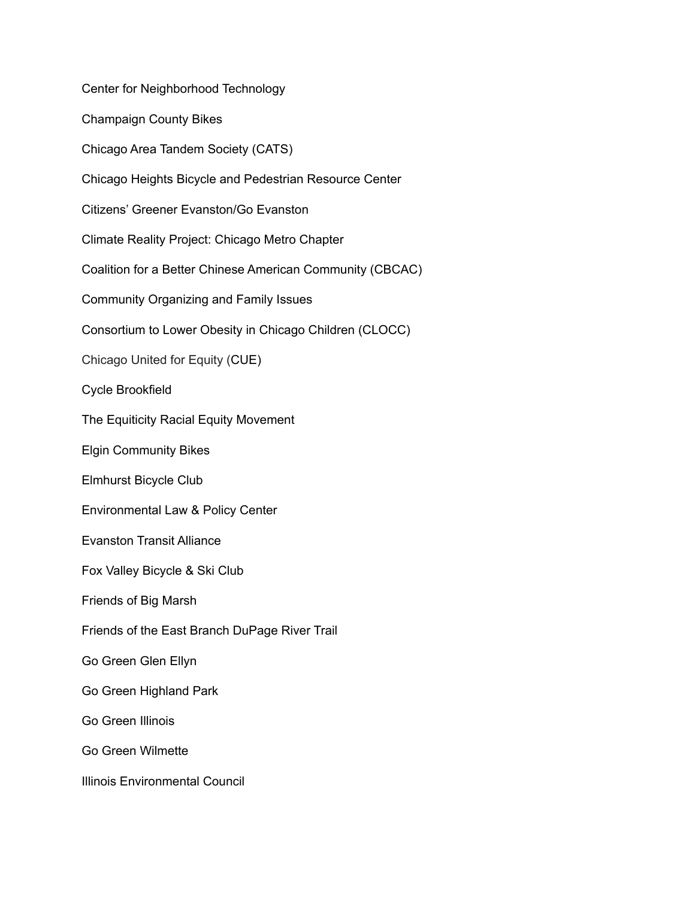Center for Neighborhood Technology

Champaign County Bikes

Chicago Area Tandem Society (CATS)

Chicago Heights Bicycle and Pedestrian Resource Center

Citizens' Greener Evanston/Go Evanston

Climate Reality Project: Chicago Metro Chapter

Coalition for a Better Chinese American Community (CBCAC)

Community Organizing and Family Issues

Consortium to Lower Obesity in Chicago Children (CLOCC)

Chicago United for Equity (CUE)

Cycle Brookfield

The Equiticity Racial Equity Movement

Elgin Community Bikes

Elmhurst Bicycle Club

Environmental Law & Policy Center

Evanston Transit Alliance

Fox Valley Bicycle & Ski Club

Friends of Big Marsh

Friends of the East Branch DuPage River Trail

Go Green Glen Ellyn

Go Green Highland Park

Go Green Illinois

Go Green Wilmette

Illinois Environmental Council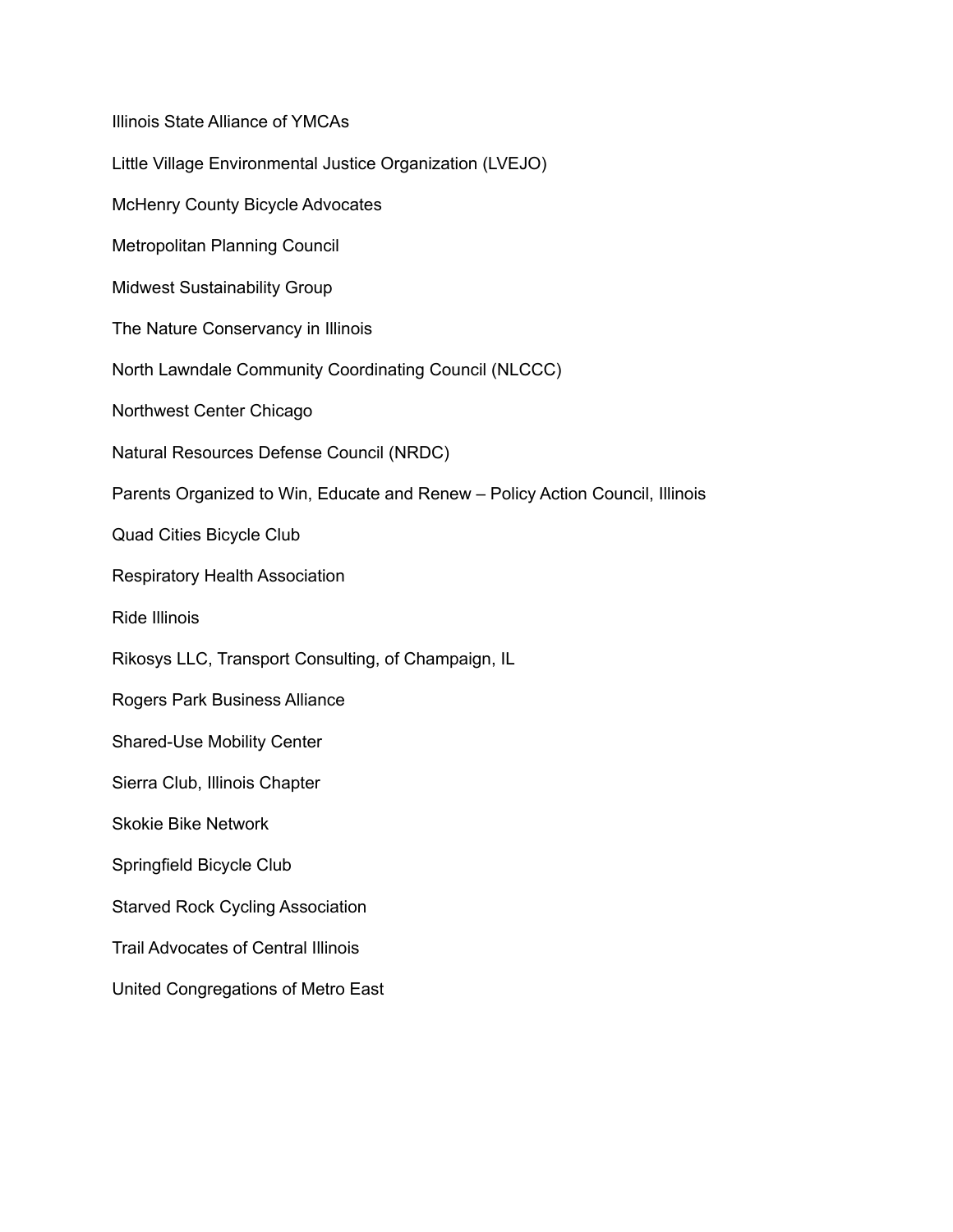Illinois State Alliance of YMCAs

Little Village Environmental Justice Organization (LVEJO)

McHenry County Bicycle Advocates

Metropolitan Planning Council

Midwest Sustainability Group

The Nature Conservancy in Illinois

North Lawndale Community Coordinating Council (NLCCC)

Northwest Center Chicago

Natural Resources Defense Council (NRDC)

Parents Organized to Win, Educate and Renew – Policy Action Council, Illinois

Quad Cities Bicycle Club

Respiratory Health Association

Ride Illinois

Rikosys LLC, Transport Consulting, of Champaign, IL

Rogers Park Business Alliance

Shared-Use Mobility Center

Sierra Club, Illinois Chapter

Skokie Bike Network

Springfield Bicycle Club

Starved Rock Cycling Association

Trail Advocates of Central Illinois

United Congregations of Metro East